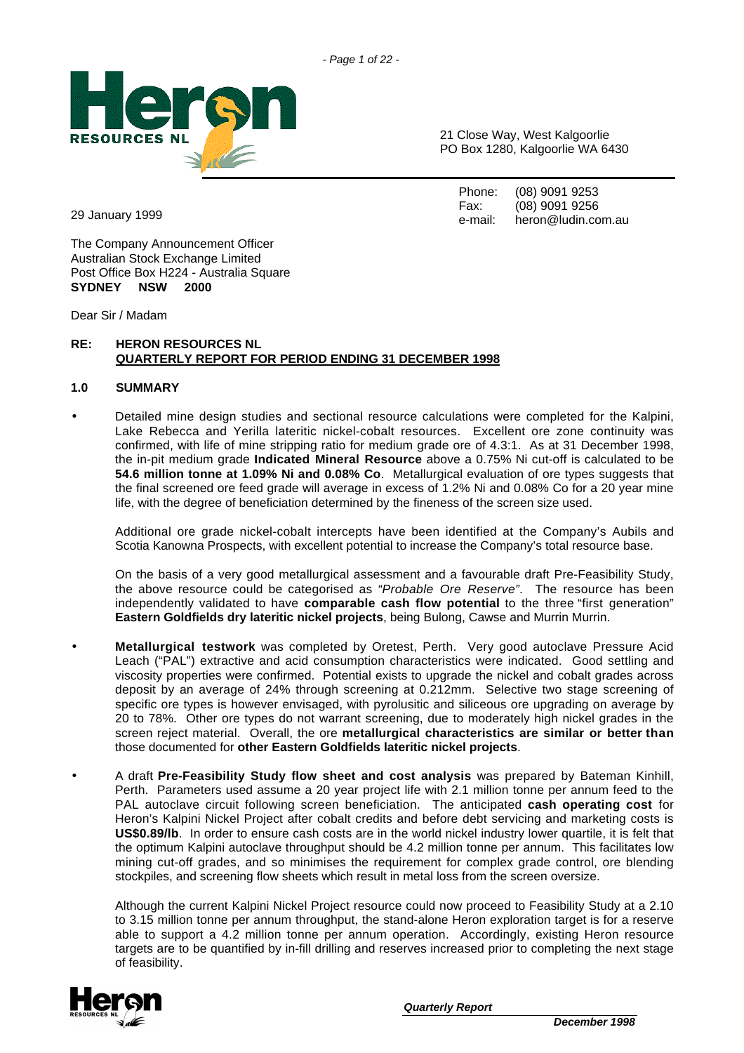**HERON RESOURCES NL**

21 Close Way, West Kalgoorlie
PO Box 1280, Kalgoorlie WA 6430

Phone: (08) 9091 9253
Fax: (08) 9091 9256
e-mail: heron@ludin.com.au

29 January 1999

The Company Announcement Officer
Australian Stock Exchange Limited
Post Office Box H224 - Australia Square
**SYDNEY NSW 2000**

Dear Sir / Madam

**RE: HERON RESOURCES NL**
**QUARTERLY REPORT FOR PERIOD ENDING 31 DECEMBER 1998**

## 1.0 SUMMARY

- Detailed mine design studies and sectional resource calculations were completed for the Kalpini, Lake Rebecca and Yerilla lateritic nickel-cobalt resources. Excellent ore zone continuity was confirmed, with life of mine stripping ratio for medium grade ore of 4.3:1. As at 31 December 1998, the in-pit medium grade **Indicated Mineral Resource** above a 0.75% Ni cut-off is calculated to be **54.6 million tonne at 1.09% Ni and 0.08% Co**. Metallurgical evaluation of ore types suggests that the final screened ore feed grade will average in excess of 1.2% Ni and 0.08% Co for a 20 year mine life, with the degree of beneficiation determined by the fineness of the screen size used.

  Additional ore grade nickel-cobalt intercepts have been identified at the Company's Aubils and Scotia Kanowna Prospects, with excellent potential to increase the Company's total resource base.

  On the basis of a very good metallurgical assessment and a favourable draft Pre-Feasibility Study, the above resource could be categorised as *"Probable Ore Reserve"*. The resource has been independently validated to have **comparable cash flow potential** to the three "first generation" **Eastern Goldfields dry lateritic nickel projects**, being Bulong, Cawse and Murrin Murrin.

- **Metallurgical testwork** was completed by Oretest, Perth. Very good autoclave Pressure Acid Leach ("PAL") extractive and acid consumption characteristics were indicated. Good settling and viscosity properties were confirmed. Potential exists to upgrade the nickel and cobalt grades across deposit by an average of 24% through screening at 0.212mm. Selective two stage screening of specific ore types is however envisaged, with pyrolusitic and siliceous ore upgrading on average by 20 to 78%. Other ore types do not warrant screening, due to moderately high nickel grades in the screen reject material. Overall, the ore **metallurgical characteristics are similar or better than** those documented for **other Eastern Goldfields lateritic nickel projects**.

- A draft **Pre-Feasibility Study flow sheet and cost analysis** was prepared by Bateman Kinhill, Perth. Parameters used assume a 20 year project life with 2.1 million tonne per annum feed to the PAL autoclave circuit following screen beneficiation. The anticipated **cash operating cost** for Heron's Kalpini Nickel Project after cobalt credits and before debt servicing and marketing costs is **US$0.89/lb**. In order to ensure cash costs are in the world nickel industry lower quartile, it is felt that the optimum Kalpini autoclave throughput should be 4.2 million tonne per annum. This facilitates low mining cut-off grades, and so minimises the requirement for complex grade control, ore blending stockpiles, and screening flow sheets which result in metal loss from the screen oversize.

  Although the current Kalpini Nickel Project resource could now proceed to Feasibility Study at a 2.10 to 3.15 million tonne per annum throughput, the stand-alone Heron exploration target is for a reserve able to support a 4.2 million tonne per annum operation. Accordingly, existing Heron resource targets are to be quantified by in-fill drilling and reserves increased prior to completing the next stage of feasibility.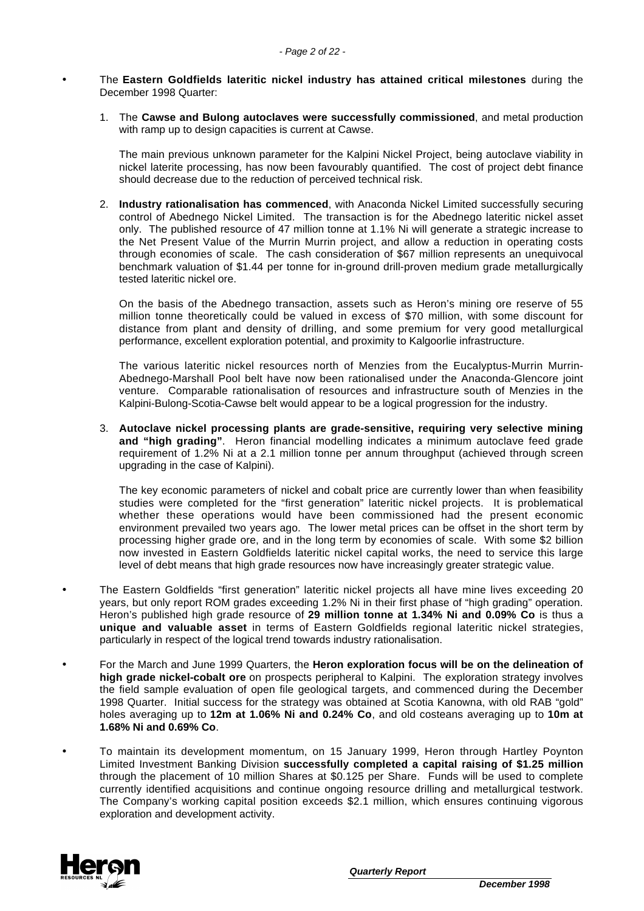- The **Eastern Goldfields lateritic nickel industry has attained critical milestones** during the December 1998 Quarter:

  1. The **Cawse and Bulong autoclaves were successfully commissioned**, and metal production with ramp up to design capacities is current at Cawse.

     The main previous unknown parameter for the Kalpini Nickel Project, being autoclave viability in nickel laterite processing, has now been favourably quantified. The cost of project debt finance should decrease due to the reduction of perceived technical risk.

  2. **Industry rationalisation has commenced**, with Anaconda Nickel Limited successfully securing control of Abednego Nickel Limited. The transaction is for the Abednego lateritic nickel asset only. The published resource of 47 million tonne at 1.1% Ni will generate a strategic increase to the Net Present Value of the Murrin Murrin project, and allow a reduction in operating costs through economies of scale. The cash consideration of $67 million represents an unequivocal benchmark valuation of $1.44 per tonne for in-ground drill-proven medium grade metallurgically tested lateritic nickel ore.

     On the basis of the Abednego transaction, assets such as Heron's mining ore reserve of 55 million tonne theoretically could be valued in excess of $70 million, with some discount for distance from plant and density of drilling, and some premium for very good metallurgical performance, excellent exploration potential, and proximity to Kalgoorlie infrastructure.

     The various lateritic nickel resources north of Menzies from the Eucalyptus-Murrin Murrin-Abednego-Marshall Pool belt have now been rationalised under the Anaconda-Glencore joint venture. Comparable rationalisation of resources and infrastructure south of Menzies in the Kalpini-Bulong-Scotia-Cawse belt would appear to be a logical progression for the industry.

  3. **Autoclave nickel processing plants are grade-sensitive, requiring very selective mining and "high grading"**. Heron financial modelling indicates a minimum autoclave feed grade requirement of 1.2% Ni at a 2.1 million tonne per annum throughput (achieved through screen upgrading in the case of Kalpini).

     The key economic parameters of nickel and cobalt price are currently lower than when feasibility studies were completed for the "first generation" lateritic nickel projects. It is problematical whether these operations would have been commissioned had the present economic environment prevailed two years ago. The lower metal prices can be offset in the short term by processing higher grade ore, and in the long term by economies of scale. With some $2 billion now invested in Eastern Goldfields lateritic nickel capital works, the need to service this large level of debt means that high grade resources now have increasingly greater strategic value.

- The Eastern Goldfields "first generation" lateritic nickel projects all have mine lives exceeding 20 years, but only report ROM grades exceeding 1.2% Ni in their first phase of "high grading" operation. Heron's published high grade resource of **29 million tonne at 1.34% Ni and 0.09% Co** is thus a **unique and valuable asset** in terms of Eastern Goldfields regional lateritic nickel strategies, particularly in respect of the logical trend towards industry rationalisation.

- For the March and June 1999 Quarters, the **Heron exploration focus will be on the delineation of high grade nickel-cobalt ore** on prospects peripheral to Kalpini. The exploration strategy involves the field sample evaluation of open file geological targets, and commenced during the December 1998 Quarter. Initial success for the strategy was obtained at Scotia Kanowna, with old RAB "gold" holes averaging up to **12m at 1.06% Ni and 0.24% Co**, and old costeans averaging up to **10m at 1.68% Ni and 0.69% Co**.

- To maintain its development momentum, on 15 January 1999, Heron through Hartley Poynton Limited Investment Banking Division **successfully completed a capital raising of $1.25 million** through the placement of 10 million Shares at $0.125 per Share. Funds will be used to complete currently identified acquisitions and continue ongoing resource drilling and metallurgical testwork. The Company's working capital position exceeds $2.1 million, which ensures continuing vigorous exploration and development activity.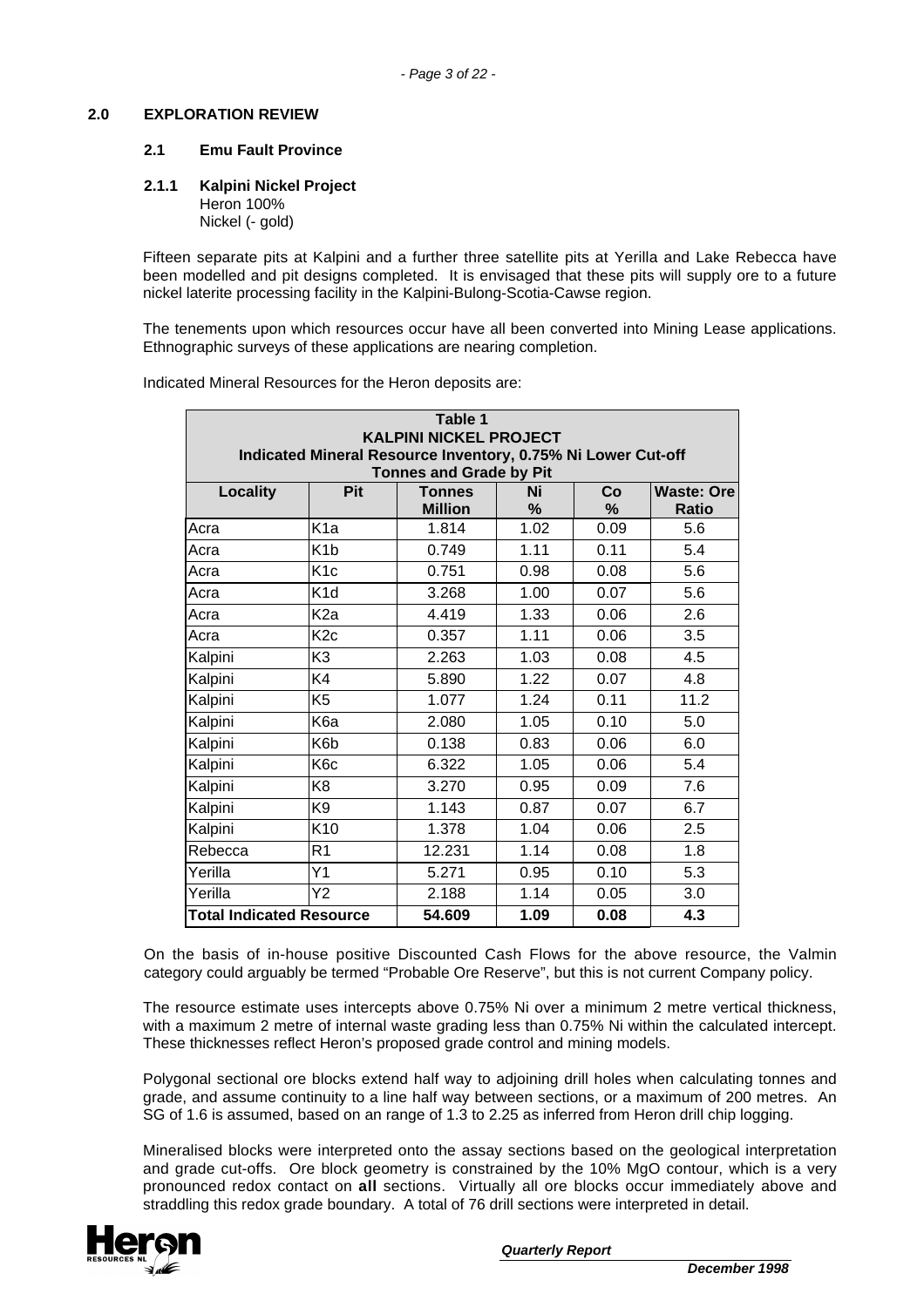## 2.0 EXPLORATION REVIEW

### 2.1 Emu Fault Province

#### 2.1.1 Kalpini Nickel Project

Heron 100%
Nickel (- gold)

Fifteen separate pits at Kalpini and a further three satellite pits at Yerilla and Lake Rebecca have been modelled and pit designs completed. It is envisaged that these pits will supply ore to a future nickel laterite processing facility in the Kalpini-Bulong-Scotia-Cawse region.

The tenements upon which resources occur have all been converted into Mining Lease applications. Ethnographic surveys of these applications are nearing completion.

Indicated Mineral Resources for the Heron deposits are:

**Table 1**
**KALPINI NICKEL PROJECT**
**Indicated Mineral Resource Inventory, 0.75% Ni Lower Cut-off**
**Tonnes and Grade by Pit**

| Locality | Pit | Tonnes Million | Ni % | Co % | Waste: Ore Ratio |
|---|---|---|---|---|---|
| Acra | K1a | 1.814 | 1.02 | 0.09 | 5.6 |
| Acra | K1b | 0.749 | 1.11 | 0.11 | 5.4 |
| Acra | K1c | 0.751 | 0.98 | 0.08 | 5.6 |
| Acra | K1d | 3.268 | 1.00 | 0.07 | 5.6 |
| Acra | K2a | 4.419 | 1.33 | 0.06 | 2.6 |
| Acra | K2c | 0.357 | 1.11 | 0.06 | 3.5 |
| Kalpini | K3 | 2.263 | 1.03 | 0.08 | 4.5 |
| Kalpini | K4 | 5.890 | 1.22 | 0.07 | 4.8 |
| Kalpini | K5 | 1.077 | 1.24 | 0.11 | 11.2 |
| Kalpini | K6a | 2.080 | 1.05 | 0.10 | 5.0 |
| Kalpini | K6b | 0.138 | 0.83 | 0.06 | 6.0 |
| Kalpini | K6c | 6.322 | 1.05 | 0.06 | 5.4 |
| Kalpini | K8 | 3.270 | 0.95 | 0.09 | 7.6 |
| Kalpini | K9 | 1.143 | 0.87 | 0.07 | 6.7 |
| Kalpini | K10 | 1.378 | 1.04 | 0.06 | 2.5 |
| Rebecca | R1 | 12.231 | 1.14 | 0.08 | 1.8 |
| Yerilla | Y1 | 5.271 | 0.95 | 0.10 | 5.3 |
| Yerilla | Y2 | 2.188 | 1.14 | 0.05 | 3.0 |
| **Total Indicated Resource** | | **54.609** | **1.09** | **0.08** | **4.3** |

On the basis of in-house positive Discounted Cash Flows for the above resource, the Valmin category could arguably be termed "Probable Ore Reserve", but this is not current Company policy.

The resource estimate uses intercepts above 0.75% Ni over a minimum 2 metre vertical thickness, with a maximum 2 metre of internal waste grading less than 0.75% Ni within the calculated intercept. These thicknesses reflect Heron's proposed grade control and mining models.

Polygonal sectional ore blocks extend half way to adjoining drill holes when calculating tonnes and grade, and assume continuity to a line half way between sections, or a maximum of 200 metres. An SG of 1.6 is assumed, based on an range of 1.3 to 2.25 as inferred from Heron drill chip logging.

Mineralised blocks were interpreted onto the assay sections based on the geological interpretation and grade cut-offs. Ore block geometry is constrained by the 10% MgO contour, which is a very pronounced redox contact on **all** sections. Virtually all ore blocks occur immediately above and straddling this redox grade boundary. A total of 76 drill sections were interpreted in detail.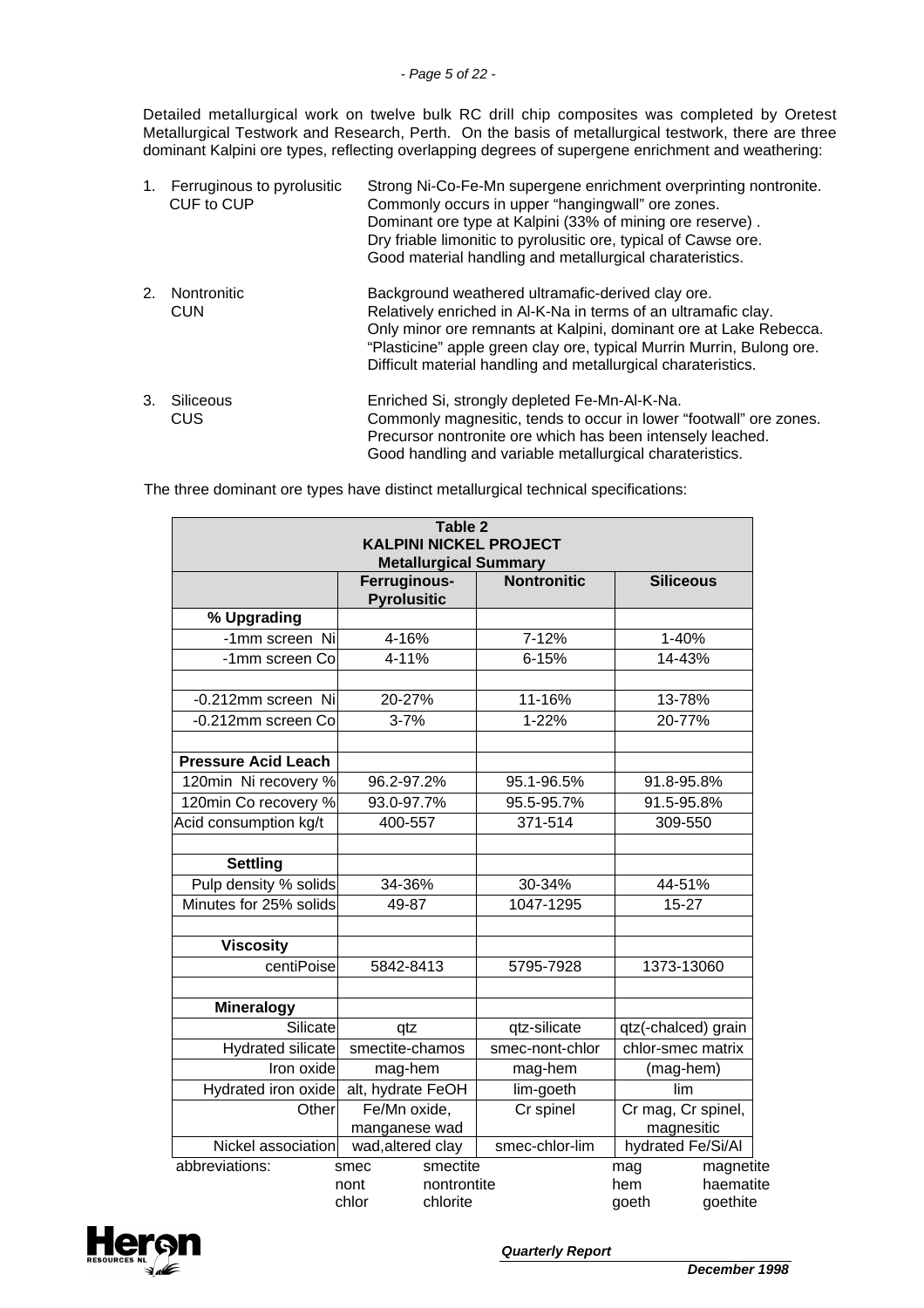Detailed metallurgical work on twelve bulk RC drill chip composites was completed by Oretest Metallurgical Testwork and Research, Perth. On the basis of metallurgical testwork, there are three dominant Kalpini ore types, reflecting overlapping degrees of supergene enrichment and weathering:

1. Ferruginous to pyrolusitic CUF to CUP
   Strong Ni-Co-Fe-Mn supergene enrichment overprinting nontronite.
   Commonly occurs in upper "hangingwall" ore zones.
   Dominant ore type at Kalpini (33% of mining ore reserve) .
   Dry friable limonitic to pyrolusitic ore, typical of Cawse ore.
   Good material handling and metallurgical charateristics.

2. Nontronitic CUN
   Background weathered ultramafic-derived clay ore.
   Relatively enriched in Al-K-Na in terms of an ultramafic clay.
   Only minor ore remnants at Kalpini, dominant ore at Lake Rebecca.
   "Plasticine" apple green clay ore, typical Murrin Murrin, Bulong ore.
   Difficult material handling and metallurgical charateristics.

3. Siliceous CUS
   Enriched Si, strongly depleted Fe-Mn-Al-K-Na.
   Commonly magnesitic, tends to occur in lower "footwall" ore zones.
   Precursor nontronite ore which has been intensely leached.
   Good handling and variable metallurgical charateristics.

The three dominant ore types have distinct metallurgical technical specifications:

**Table 2**
**KALPINI NICKEL PROJECT**
**Metallurgical Summary**

| | Ferruginous-Pyrolusitic | Nontronitic | Siliceous |
|---|---|---|---|
| **% Upgrading** | | | |
| -1mm screen Ni | 4-16% | 7-12% | 1-40% |
| -1mm screen Co | 4-11% | 6-15% | 14-43% |
| | | | |
| -0.212mm screen Ni | 20-27% | 11-16% | 13-78% |
| -0.212mm screen Co | 3-7% | 1-22% | 20-77% |
| | | | |
| **Pressure Acid Leach** | | | |
| 120min Ni recovery % | 96.2-97.2% | 95.1-96.5% | 91.8-95.8% |
| 120min Co recovery % | 93.0-97.7% | 95.5-95.7% | 91.5-95.8% |
| Acid consumption kg/t | 400-557 | 371-514 | 309-550 |
| | | | |
| **Settling** | | | |
| Pulp density % solids | 34-36% | 30-34% | 44-51% |
| Minutes for 25% solids | 49-87 | 1047-1295 | 15-27 |
| | | | |
| **Viscosity** | | | |
| centiPoise | 5842-8413 | 5795-7928 | 1373-13060 |
| | | | |
| **Mineralogy** | | | |
| Silicate | qtz | qtz-silicate | qtz(-chalced) grain |
| Hydrated silicate | smectite-chamos | smec-nont-chlor | chlor-smec matrix |
| Iron oxide | mag-hem | mag-hem | (mag-hem) |
| Hydrated iron oxide | alt, hydrate FeOH | lim-goeth | lim |
| Other | Fe/Mn oxide, manganese wad | Cr spinel | Cr mag, Cr spinel, magnesitic |
| Nickel association | wad,altered clay | smec-chlor-lim | hydrated Fe/Si/Al |

abbreviations: smec – smectite; nont – nontronite; chlor – chlorite; mag – magnetite; hem – haematite; goeth – goethite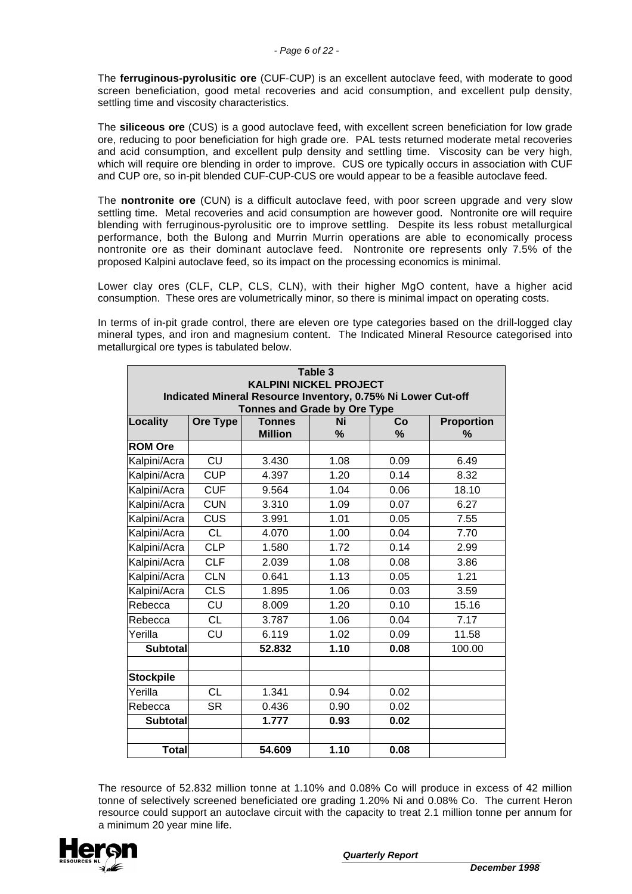The **ferruginous-pyrolusitic ore** (CUF-CUP) is an excellent autoclave feed, with moderate to good screen beneficiation, good metal recoveries and acid consumption, and excellent pulp density, settling time and viscosity characteristics.

The **siliceous ore** (CUS) is a good autoclave feed, with excellent screen beneficiation for low grade ore, reducing to poor beneficiation for high grade ore. PAL tests returned moderate metal recoveries and acid consumption, and excellent pulp density and settling time. Viscosity can be very high, which will require ore blending in order to improve. CUS ore typically occurs in association with CUF and CUP ore, so in-pit blended CUF-CUP-CUS ore would appear to be a feasible autoclave feed.

The **nontronite ore** (CUN) is a difficult autoclave feed, with poor screen upgrade and very slow settling time. Metal recoveries and acid consumption are however good. Nontronite ore will require blending with ferruginous-pyrolusitic ore to improve settling. Despite its less robust metallurgical performance, both the Bulong and Murrin Murrin operations are able to economically process nontronite ore as their dominant autoclave feed. Nontronite ore represents only 7.5% of the proposed Kalpini autoclave feed, so its impact on the processing economics is minimal.

Lower clay ores (CLF, CLP, CLS, CLN), with their higher MgO content, have a higher acid consumption. These ores are volumetrically minor, so there is minimal impact on operating costs.

In terms of in-pit grade control, there are eleven ore type categories based on the drill-logged clay mineral types, and iron and magnesium content. The Indicated Mineral Resource categorised into metallurgical ore types is tabulated below.

**Table 3**
**KALPINI NICKEL PROJECT**
**Indicated Mineral Resource Inventory, 0.75% Ni Lower Cut-off**
**Tonnes and Grade by Ore Type**

| Locality | Ore Type | Tonnes Million | Ni % | Co % | Proportion % |
|---|---|---|---|---|---|
| **ROM Ore** | | | | | |
| Kalpini/Acra | CU | 3.430 | 1.08 | 0.09 | 6.49 |
| Kalpini/Acra | CUP | 4.397 | 1.20 | 0.14 | 8.32 |
| Kalpini/Acra | CUF | 9.564 | 1.04 | 0.06 | 18.10 |
| Kalpini/Acra | CUN | 3.310 | 1.09 | 0.07 | 6.27 |
| Kalpini/Acra | CUS | 3.991 | 1.01 | 0.05 | 7.55 |
| Kalpini/Acra | CL | 4.070 | 1.00 | 0.04 | 7.70 |
| Kalpini/Acra | CLP | 1.580 | 1.72 | 0.14 | 2.99 |
| Kalpini/Acra | CLF | 2.039 | 1.08 | 0.08 | 3.86 |
| Kalpini/Acra | CLN | 0.641 | 1.13 | 0.05 | 1.21 |
| Kalpini/Acra | CLS | 1.895 | 1.06 | 0.03 | 3.59 |
| Rebecca | CU | 8.009 | 1.20 | 0.10 | 15.16 |
| Rebecca | CL | 3.787 | 1.06 | 0.04 | 7.17 |
| Yerilla | CU | 6.119 | 1.02 | 0.09 | 11.58 |
| **Subtotal** | | **52.832** | **1.10** | **0.08** | 100.00 |
| | | | | | |
| **Stockpile** | | | | | |
| Yerilla | CL | 1.341 | 0.94 | 0.02 | |
| Rebecca | SR | 0.436 | 0.90 | 0.02 | |
| **Subtotal** | | **1.777** | **0.93** | **0.02** | |
| | | | | | |
| **Total** | | **54.609** | **1.10** | **0.08** | |

The resource of 52.832 million tonne at 1.10% and 0.08% Co will produce in excess of 42 million tonne of selectively screened beneficiated ore grading 1.20% Ni and 0.08% Co. The current Heron resource could support an autoclave circuit with the capacity to treat 2.1 million tonne per annum for a minimum 20 year mine life.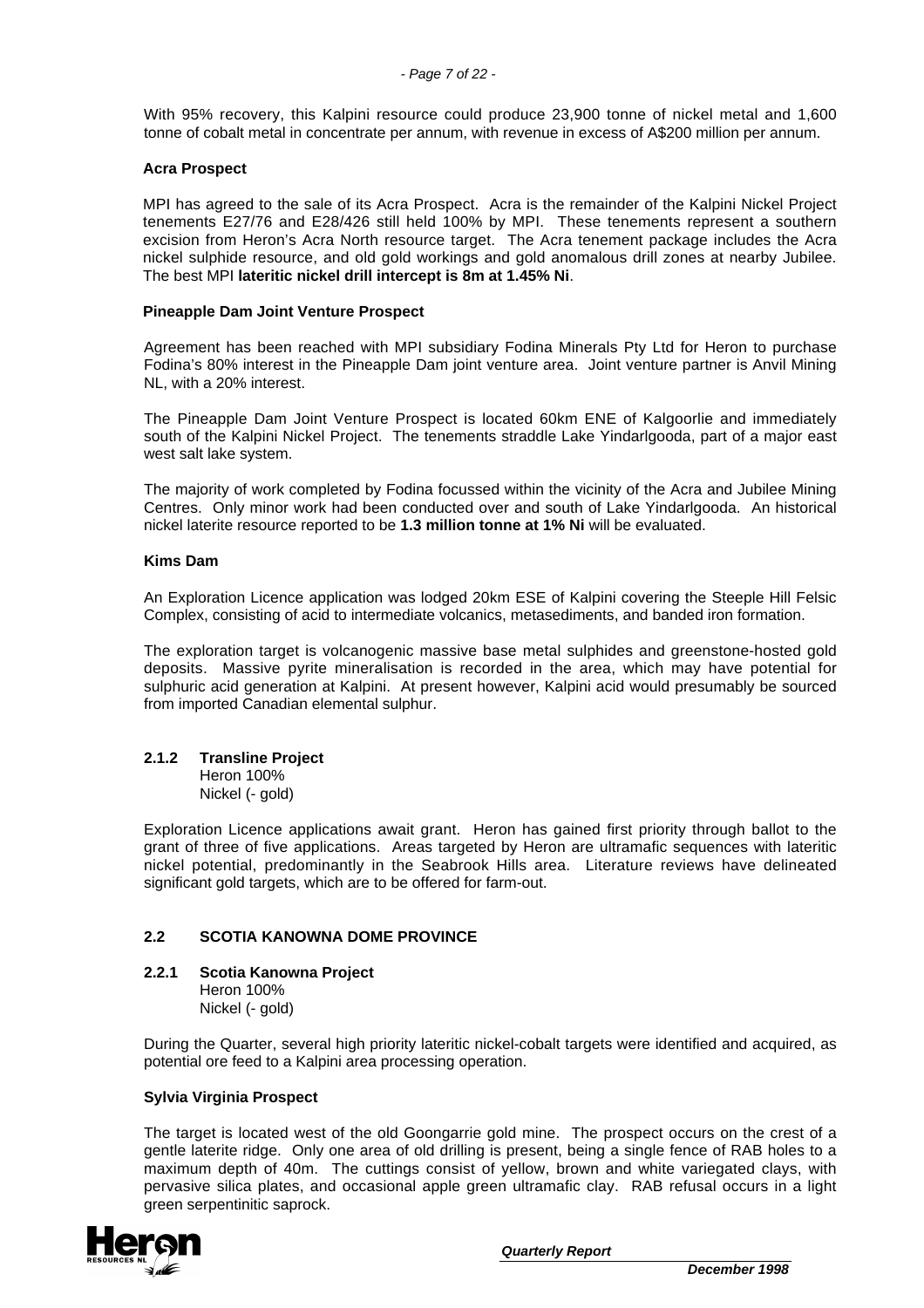With 95% recovery, this Kalpini resource could produce 23,900 tonne of nickel metal and 1,600 tonne of cobalt metal in concentrate per annum, with revenue in excess of A$200 million per annum.

**Acra Prospect**

MPI has agreed to the sale of its Acra Prospect. Acra is the remainder of the Kalpini Nickel Project tenements E27/76 and E28/426 still held 100% by MPI. These tenements represent a southern excision from Heron's Acra North resource target. The Acra tenement package includes the Acra nickel sulphide resource, and old gold workings and gold anomalous drill zones at nearby Jubilee. The best MPI **lateritic nickel drill intercept is 8m at 1.45% Ni**.

**Pineapple Dam Joint Venture Prospect**

Agreement has been reached with MPI subsidiary Fodina Minerals Pty Ltd for Heron to purchase Fodina's 80% interest in the Pineapple Dam joint venture area. Joint venture partner is Anvil Mining NL, with a 20% interest.

The Pineapple Dam Joint Venture Prospect is located 60km ENE of Kalgoorlie and immediately south of the Kalpini Nickel Project. The tenements straddle Lake Yindarlgooda, part of a major east west salt lake system.

The majority of work completed by Fodina focussed within the vicinity of the Acra and Jubilee Mining Centres. Only minor work had been conducted over and south of Lake Yindarlgooda. An historical nickel laterite resource reported to be **1.3 million tonne at 1% Ni** will be evaluated.

**Kims Dam**

An Exploration Licence application was lodged 20km ESE of Kalpini covering the Steeple Hill Felsic Complex, consisting of acid to intermediate volcanics, metasediments, and banded iron formation.

The exploration target is volcanogenic massive base metal sulphides and greenstone-hosted gold deposits. Massive pyrite mineralisation is recorded in the area, which may have potential for sulphuric acid generation at Kalpini. At present however, Kalpini acid would presumably be sourced from imported Canadian elemental sulphur.

### 2.1.2 Transline Project

Heron 100%
Nickel (- gold)

Exploration Licence applications await grant. Heron has gained first priority through ballot to the grant of three of five applications. Areas targeted by Heron are ultramafic sequences with lateritic nickel potential, predominantly in the Seabrook Hills area. Literature reviews have delineated significant gold targets, which are to be offered for farm-out.

## 2.2 SCOTIA KANOWNA DOME PROVINCE

### 2.2.1 Scotia Kanowna Project

Heron 100%
Nickel (- gold)

During the Quarter, several high priority lateritic nickel-cobalt targets were identified and acquired, as potential ore feed to a Kalpini area processing operation.

**Sylvia Virginia Prospect**

The target is located west of the old Goongarrie gold mine. The prospect occurs on the crest of a gentle laterite ridge. Only one area of old drilling is present, being a single fence of RAB holes to a maximum depth of 40m. The cuttings consist of yellow, brown and white variegated clays, with pervasive silica plates, and occasional apple green ultramafic clay. RAB refusal occurs in a light green serpentinitic saprock.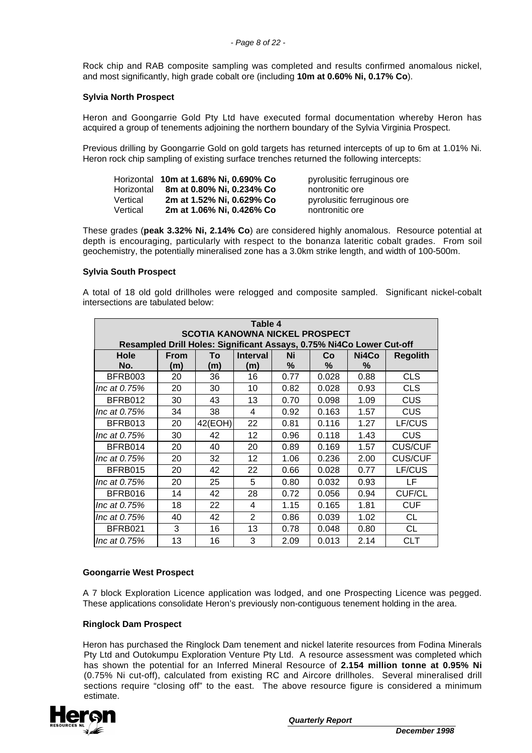Rock chip and RAB composite sampling was completed and results confirmed anomalous nickel, and most significantly, high grade cobalt ore (including **10m at 0.60% Ni, 0.17% Co**).

**Sylvia North Prospect**

Heron and Goongarrie Gold Pty Ltd have executed formal documentation whereby Heron has acquired a group of tenements adjoining the northern boundary of the Sylvia Virginia Prospect.

Previous drilling by Goongarrie Gold on gold targets has returned intercepts of up to 6m at 1.01% Ni. Heron rock chip sampling of existing surface trenches returned the following intercepts:

| | | |
|---|---|---|
| Horizontal | **10m at 1.68% Ni, 0.690% Co** | pyrolusitic ferruginous ore |
| Horizontal | **8m at 0.80% Ni, 0.234% Co** | nontronitic ore |
| Vertical | **2m at 1.52% Ni, 0.629% Co** | pyrolusitic ferruginous ore |
| Vertical | **2m at 1.06% Ni, 0.426% Co** | nontronitic ore |

These grades (**peak 3.32% Ni, 2.14% Co**) are considered highly anomalous. Resource potential at depth is encouraging, particularly with respect to the bonanza lateritic cobalt grades. From soil geochemistry, the potentially mineralised zone has a 3.0km strike length, and width of 100-500m.

**Sylvia South Prospect**

A total of 18 old gold drillholes were relogged and composite sampled. Significant nickel-cobalt intersections are tabulated below:

**Table 4**
**SCOTIA KANOWNA NICKEL PROSPECT**
**Resampled Drill Holes: Significant Assays, 0.75% Ni4Co Lower Cut-off**

| Hole No. | From (m) | To (m) | Interval (m) | Ni % | Co % | Ni4Co % | Regolith |
|---|---|---|---|---|---|---|---|
| BFRB003 | 20 | 36 | 16 | 0.77 | 0.028 | 0.88 | CLS |
| *Inc at 0.75%* | 20 | 30 | 10 | 0.82 | 0.028 | 0.93 | CLS |
| BFRB012 | 30 | 43 | 13 | 0.70 | 0.098 | 1.09 | CUS |
| *Inc at 0.75%* | 34 | 38 | 4 | 0.92 | 0.163 | 1.57 | CUS |
| BFRB013 | 20 | 42(EOH) | 22 | 0.81 | 0.116 | 1.27 | LF/CUS |
| *Inc at 0.75%* | 30 | 42 | 12 | 0.96 | 0.118 | 1.43 | CUS |
| BFRB014 | 20 | 40 | 20 | 0.89 | 0.169 | 1.57 | CUS/CUF |
| *Inc at 0.75%* | 20 | 32 | 12 | 1.06 | 0.236 | 2.00 | CUS/CUF |
| BFRB015 | 20 | 42 | 22 | 0.66 | 0.028 | 0.77 | LF/CUS |
| *Inc at 0.75%* | 20 | 25 | 5 | 0.80 | 0.032 | 0.93 | LF |
| BFRB016 | 14 | 42 | 28 | 0.72 | 0.056 | 0.94 | CUF/CL |
| *Inc at 0.75%* | 18 | 22 | 4 | 1.15 | 0.165 | 1.81 | CUF |
| *Inc at 0.75%* | 40 | 42 | 2 | 0.86 | 0.039 | 1.02 | CL |
| BFRB021 | 3 | 16 | 13 | 0.78 | 0.048 | 0.80 | CL |
| *Inc at 0.75%* | 13 | 16 | 3 | 2.09 | 0.013 | 2.14 | CLT |

**Goongarrie West Prospect**

A 7 block Exploration Licence application was lodged, and one Prospecting Licence was pegged. These applications consolidate Heron's previously non-contiguous tenement holding in the area.

**Ringlock Dam Prospect**

Heron has purchased the Ringlock Dam tenement and nickel laterite resources from Fodina Minerals Pty Ltd and Outokumpu Exploration Venture Pty Ltd. A resource assessment was completed which has shown the potential for an Inferred Mineral Resource of **2.154 million tonne at 0.95% Ni** (0.75% Ni cut-off), calculated from existing RC and Aircore drillholes. Several mineralised drill sections require "closing off" to the east. The above resource figure is considered a minimum estimate.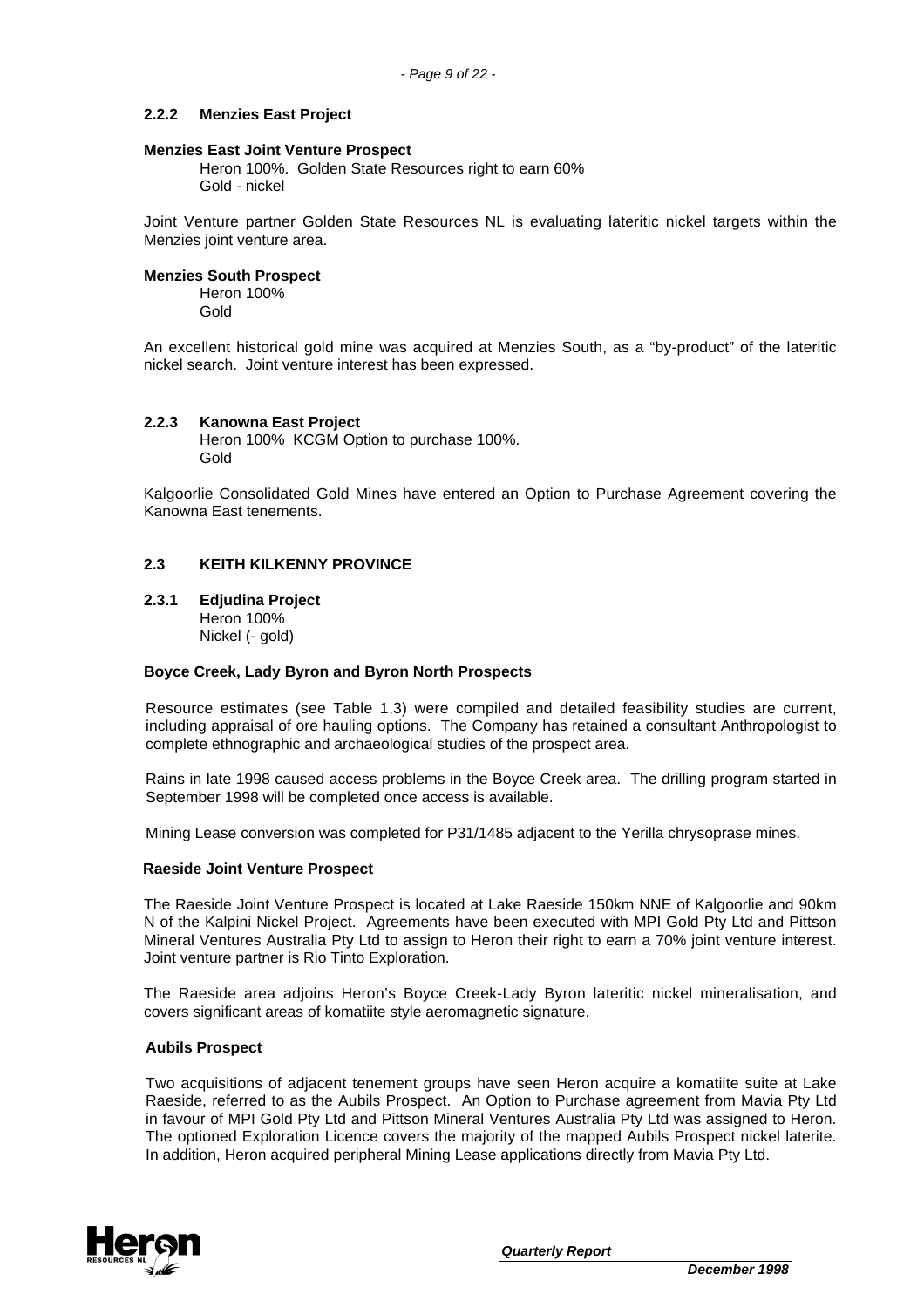### 2.2.2 Menzies East Project

**Menzies East Joint Venture Prospect**

Heron 100%. Golden State Resources right to earn 60%
Gold - nickel

Joint Venture partner Golden State Resources NL is evaluating lateritic nickel targets within the Menzies joint venture area.

**Menzies South Prospect**

Heron 100%
Gold

An excellent historical gold mine was acquired at Menzies South, as a "by-product" of the lateritic nickel search. Joint venture interest has been expressed.

### 2.2.3 Kanowna East Project

Heron 100% KCGM Option to purchase 100%.
Gold

Kalgoorlie Consolidated Gold Mines have entered an Option to Purchase Agreement covering the Kanowna East tenements.

## 2.3 KEITH KILKENNY PROVINCE

### 2.3.1 Edjudina Project

Heron 100%
Nickel (- gold)

**Boyce Creek, Lady Byron and Byron North Prospects**

Resource estimates (see Table 1,3) were compiled and detailed feasibility studies are current, including appraisal of ore hauling options. The Company has retained a consultant Anthropologist to complete ethnographic and archaeological studies of the prospect area.

Rains in late 1998 caused access problems in the Boyce Creek area. The drilling program started in September 1998 will be completed once access is available.

Mining Lease conversion was completed for P31/1485 adjacent to the Yerilla chrysoprase mines.

**Raeside Joint Venture Prospect**

The Raeside Joint Venture Prospect is located at Lake Raeside 150km NNE of Kalgoorlie and 90km N of the Kalpini Nickel Project. Agreements have been executed with MPI Gold Pty Ltd and Pittson Mineral Ventures Australia Pty Ltd to assign to Heron their right to earn a 70% joint venture interest. Joint venture partner is Rio Tinto Exploration.

The Raeside area adjoins Heron's Boyce Creek-Lady Byron lateritic nickel mineralisation, and covers significant areas of komatiite style aeromagnetic signature.

**Aubils Prospect**

Two acquisitions of adjacent tenement groups have seen Heron acquire a komatiite suite at Lake Raeside, referred to as the Aubils Prospect. An Option to Purchase agreement from Mavia Pty Ltd in favour of MPI Gold Pty Ltd and Pittson Mineral Ventures Australia Pty Ltd was assigned to Heron. The optioned Exploration Licence covers the majority of the mapped Aubils Prospect nickel laterite. In addition, Heron acquired peripheral Mining Lease applications directly from Mavia Pty Ltd.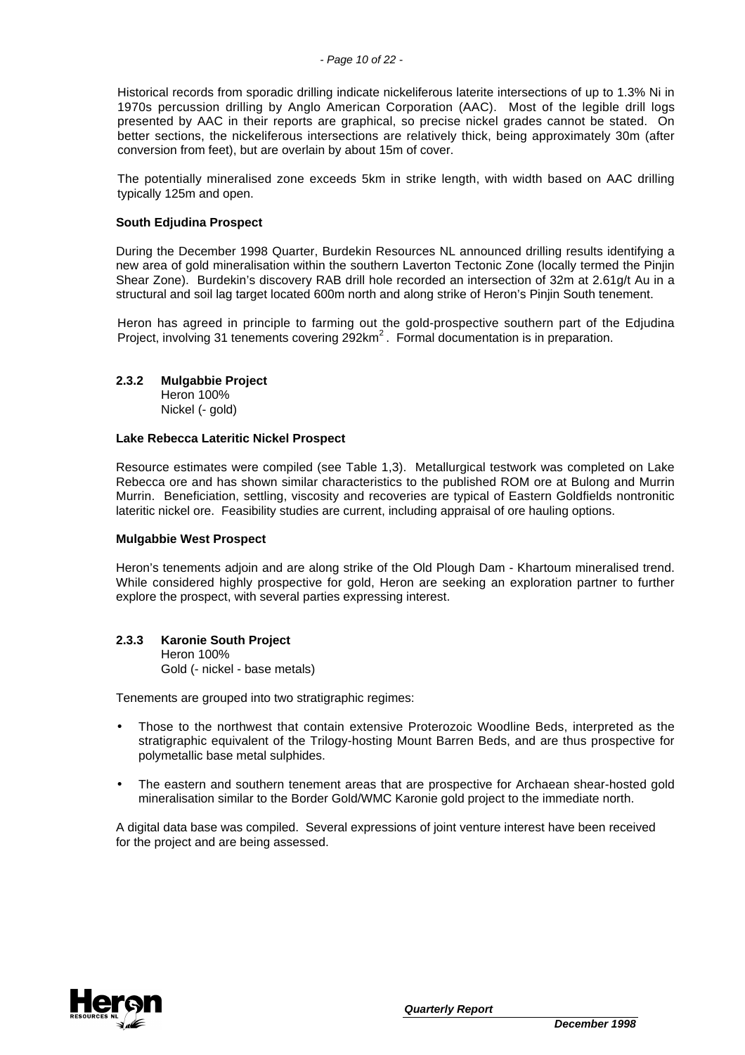Historical records from sporadic drilling indicate nickeliferous laterite intersections of up to 1.3% Ni in 1970s percussion drilling by Anglo American Corporation (AAC). Most of the legible drill logs presented by AAC in their reports are graphical, so precise nickel grades cannot be stated. On better sections, the nickeliferous intersections are relatively thick, being approximately 30m (after conversion from feet), but are overlain by about 15m of cover.

The potentially mineralised zone exceeds 5km in strike length, with width based on AAC drilling typically 125m and open.

**South Edjudina Prospect**

During the December 1998 Quarter, Burdekin Resources NL announced drilling results identifying a new area of gold mineralisation within the southern Laverton Tectonic Zone (locally termed the Pinjin Shear Zone). Burdekin's discovery RAB drill hole recorded an intersection of 32m at 2.61g/t Au in a structural and soil lag target located 600m north and along strike of Heron's Pinjin South tenement.

Heron has agreed in principle to farming out the gold-prospective southern part of the Edjudina Project, involving 31 tenements covering 292km$^2$. Formal documentation is in preparation.

### 2.3.2 Mulgabbie Project

Heron 100%
Nickel (- gold)

**Lake Rebecca Lateritic Nickel Prospect**

Resource estimates were compiled (see Table 1,3). Metallurgical testwork was completed on Lake Rebecca ore and has shown similar characteristics to the published ROM ore at Bulong and Murrin Murrin. Beneficiation, settling, viscosity and recoveries are typical of Eastern Goldfields nontronitic lateritic nickel ore. Feasibility studies are current, including appraisal of ore hauling options.

**Mulgabbie West Prospect**

Heron's tenements adjoin and are along strike of the Old Plough Dam - Khartoum mineralised trend. While considered highly prospective for gold, Heron are seeking an exploration partner to further explore the prospect, with several parties expressing interest.

### 2.3.3 Karonie South Project

Heron 100%
Gold (- nickel - base metals)

Tenements are grouped into two stratigraphic regimes:

- Those to the northwest that contain extensive Proterozoic Woodline Beds, interpreted as the stratigraphic equivalent of the Trilogy-hosting Mount Barren Beds, and are thus prospective for polymetallic base metal sulphides.
- The eastern and southern tenement areas that are prospective for Archaean shear-hosted gold mineralisation similar to the Border Gold/WMC Karonie gold project to the immediate north.

A digital data base was compiled. Several expressions of joint venture interest have been received for the project and are being assessed.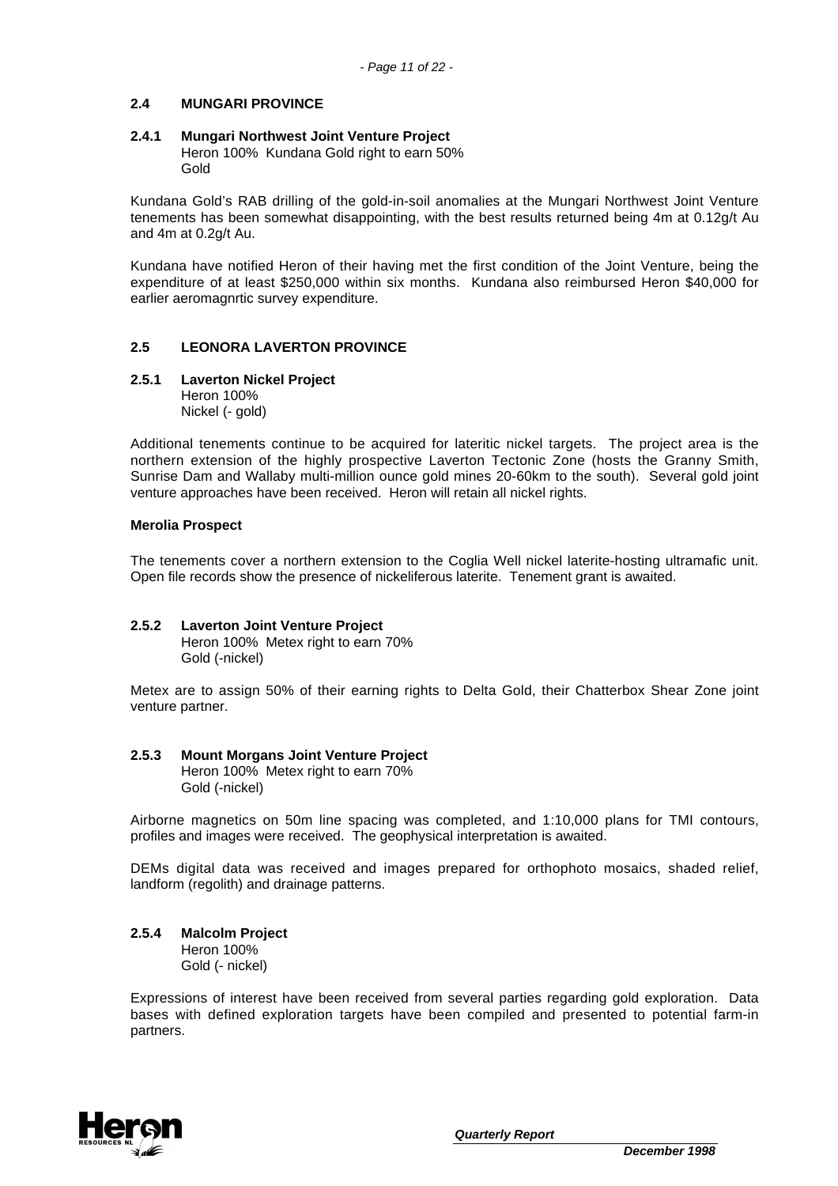## 2.4 MUNGARI PROVINCE

### 2.4.1 Mungari Northwest Joint Venture Project

Heron 100% Kundana Gold right to earn 50%
Gold

Kundana Gold's RAB drilling of the gold-in-soil anomalies at the Mungari Northwest Joint Venture tenements has been somewhat disappointing, with the best results returned being 4m at 0.12g/t Au and 4m at 0.2g/t Au.

Kundana have notified Heron of their having met the first condition of the Joint Venture, being the expenditure of at least $250,000 within six months. Kundana also reimbursed Heron $40,000 for earlier aeromagnrtic survey expenditure.

## 2.5 LEONORA LAVERTON PROVINCE

### 2.5.1 Laverton Nickel Project

Heron 100%
Nickel (- gold)

Additional tenements continue to be acquired for lateritic nickel targets. The project area is the northern extension of the highly prospective Laverton Tectonic Zone (hosts the Granny Smith, Sunrise Dam and Wallaby multi-million ounce gold mines 20-60km to the south). Several gold joint venture approaches have been received. Heron will retain all nickel rights.

**Merolia Prospect**

The tenements cover a northern extension to the Coglia Well nickel laterite-hosting ultramafic unit. Open file records show the presence of nickeliferous laterite. Tenement grant is awaited.

### 2.5.2 Laverton Joint Venture Project

Heron 100% Metex right to earn 70%
Gold (-nickel)

Metex are to assign 50% of their earning rights to Delta Gold, their Chatterbox Shear Zone joint venture partner.

### 2.5.3 Mount Morgans Joint Venture Project

Heron 100% Metex right to earn 70%
Gold (-nickel)

Airborne magnetics on 50m line spacing was completed, and 1:10,000 plans for TMI contours, profiles and images were received. The geophysical interpretation is awaited.

DEMs digital data was received and images prepared for orthophoto mosaics, shaded relief, landform (regolith) and drainage patterns.

### 2.5.4 Malcolm Project

Heron 100%
Gold (- nickel)

Expressions of interest have been received from several parties regarding gold exploration. Data bases with defined exploration targets have been compiled and presented to potential farm-in partners.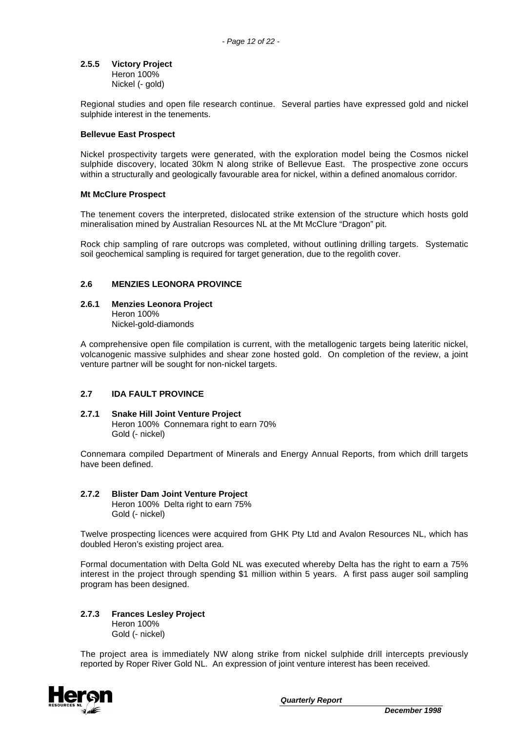### 2.5.5 Victory Project

Heron 100%
Nickel (- gold)

Regional studies and open file research continue. Several parties have expressed gold and nickel sulphide interest in the tenements.

**Bellevue East Prospect**

Nickel prospectivity targets were generated, with the exploration model being the Cosmos nickel sulphide discovery, located 30km N along strike of Bellevue East. The prospective zone occurs within a structurally and geologically favourable area for nickel, within a defined anomalous corridor.

**Mt McClure Prospect**

The tenement covers the interpreted, dislocated strike extension of the structure which hosts gold mineralisation mined by Australian Resources NL at the Mt McClure "Dragon" pit.

Rock chip sampling of rare outcrops was completed, without outlining drilling targets. Systematic soil geochemical sampling is required for target generation, due to the regolith cover.

## 2.6 MENZIES LEONORA PROVINCE

### 2.6.1 Menzies Leonora Project

Heron 100%
Nickel-gold-diamonds

A comprehensive open file compilation is current, with the metallogenic targets being lateritic nickel, volcanogenic massive sulphides and shear zone hosted gold. On completion of the review, a joint venture partner will be sought for non-nickel targets.

## 2.7 IDA FAULT PROVINCE

### 2.7.1 Snake Hill Joint Venture Project

Heron 100% Connemara right to earn 70%
Gold (- nickel)

Connemara compiled Department of Minerals and Energy Annual Reports, from which drill targets have been defined.

### 2.7.2 Blister Dam Joint Venture Project

Heron 100% Delta right to earn 75%
Gold (- nickel)

Twelve prospecting licences were acquired from GHK Pty Ltd and Avalon Resources NL, which has doubled Heron's existing project area.

Formal documentation with Delta Gold NL was executed whereby Delta has the right to earn a 75% interest in the project through spending $1 million within 5 years. A first pass auger soil sampling program has been designed.

### 2.7.3 Frances Lesley Project

Heron 100%
Gold (- nickel)

The project area is immediately NW along strike from nickel sulphide drill intercepts previously reported by Roper River Gold NL. An expression of joint venture interest has been received.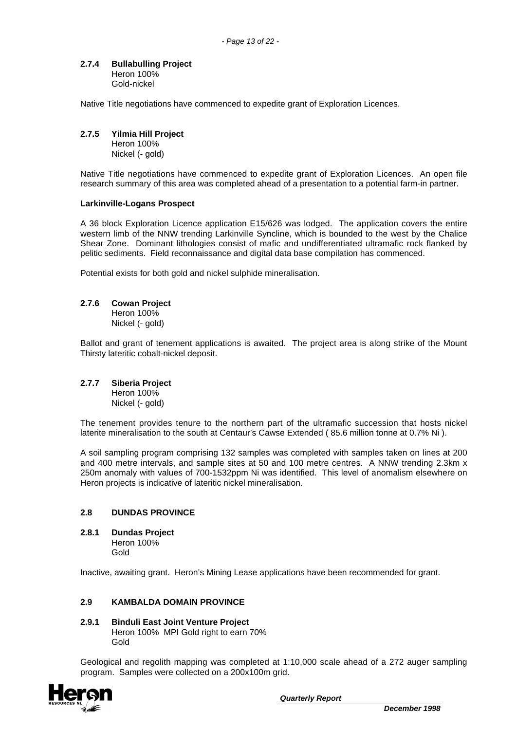### 2.7.4 Bullabulling Project

Heron 100%
Gold-nickel

Native Title negotiations have commenced to expedite grant of Exploration Licences.

### 2.7.5 Yilmia Hill Project

Heron 100%
Nickel (- gold)

Native Title negotiations have commenced to expedite grant of Exploration Licences. An open file research summary of this area was completed ahead of a presentation to a potential farm-in partner.

**Larkinville-Logans Prospect**

A 36 block Exploration Licence application E15/626 was lodged. The application covers the entire western limb of the NNW trending Larkinville Syncline, which is bounded to the west by the Chalice Shear Zone. Dominant lithologies consist of mafic and undifferentiated ultramafic rock flanked by pelitic sediments. Field reconnaissance and digital data base compilation has commenced.

Potential exists for both gold and nickel sulphide mineralisation.

### 2.7.6 Cowan Project

Heron 100%
Nickel (- gold)

Ballot and grant of tenement applications is awaited. The project area is along strike of the Mount Thirsty lateritic cobalt-nickel deposit.

### 2.7.7 Siberia Project

Heron 100%
Nickel (- gold)

The tenement provides tenure to the northern part of the ultramafic succession that hosts nickel laterite mineralisation to the south at Centaur's Cawse Extended ( 85.6 million tonne at 0.7% Ni ).

A soil sampling program comprising 132 samples was completed with samples taken on lines at 200 and 400 metre intervals, and sample sites at 50 and 100 metre centres. A NNW trending 2.3km x 250m anomaly with values of 700-1532ppm Ni was identified. This level of anomalism elsewhere on Heron projects is indicative of lateritic nickel mineralisation.

## 2.8 DUNDAS PROVINCE

### 2.8.1 Dundas Project

Heron 100%
Gold

Inactive, awaiting grant. Heron's Mining Lease applications have been recommended for grant.

## 2.9 KAMBALDA DOMAIN PROVINCE

### 2.9.1 Binduli East Joint Venture Project

Heron 100% MPI Gold right to earn 70%
Gold

Geological and regolith mapping was completed at 1:10,000 scale ahead of a 272 auger sampling program. Samples were collected on a 200x100m grid.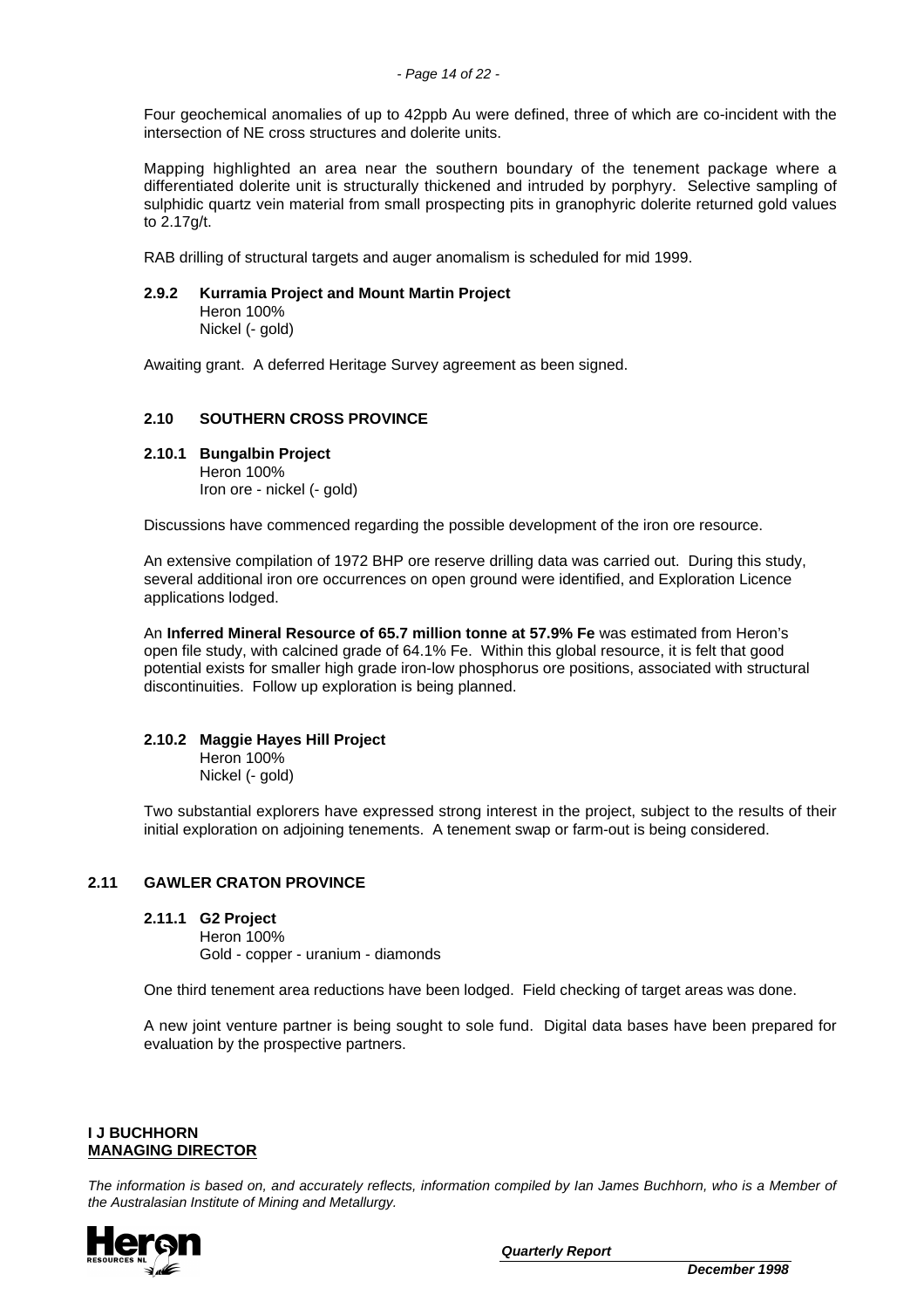Four geochemical anomalies of up to 42ppb Au were defined, three of which are co-incident with the intersection of NE cross structures and dolerite units.

Mapping highlighted an area near the southern boundary of the tenement package where a differentiated dolerite unit is structurally thickened and intruded by porphyry. Selective sampling of sulphidic quartz vein material from small prospecting pits in granophyric dolerite returned gold values to 2.17g/t.

RAB drilling of structural targets and auger anomalism is scheduled for mid 1999.

#### 2.9.2 Kurramia Project and Mount Martin Project

Heron 100%
Nickel (- gold)

Awaiting grant. A deferred Heritage Survey agreement as been signed.

### 2.10 SOUTHERN CROSS PROVINCE

#### 2.10.1 Bungalbin Project

Heron 100%
Iron ore - nickel (- gold)

Discussions have commenced regarding the possible development of the iron ore resource.

An extensive compilation of 1972 BHP ore reserve drilling data was carried out. During this study, several additional iron ore occurrences on open ground were identified, and Exploration Licence applications lodged.

An **Inferred Mineral Resource of 65.7 million tonne at 57.9% Fe** was estimated from Heron's open file study, with calcined grade of 64.1% Fe. Within this global resource, it is felt that good potential exists for smaller high grade iron-low phosphorus ore positions, associated with structural discontinuities. Follow up exploration is being planned.

#### 2.10.2 Maggie Hayes Hill Project

Heron 100%
Nickel (- gold)

Two substantial explorers have expressed strong interest in the project, subject to the results of their initial exploration on adjoining tenements. A tenement swap or farm-out is being considered.

### 2.11 GAWLER CRATON PROVINCE

#### 2.11.1 G2 Project

Heron 100%
Gold - copper - uranium - diamonds

One third tenement area reductions have been lodged. Field checking of target areas was done.

A new joint venture partner is being sought to sole fund. Digital data bases have been prepared for evaluation by the prospective partners.

**I J BUCHHORN**
**MANAGING DIRECTOR**

*The information is based on, and accurately reflects, information compiled by Ian James Buchhorn, who is a Member of the Australasian Institute of Mining and Metallurgy.*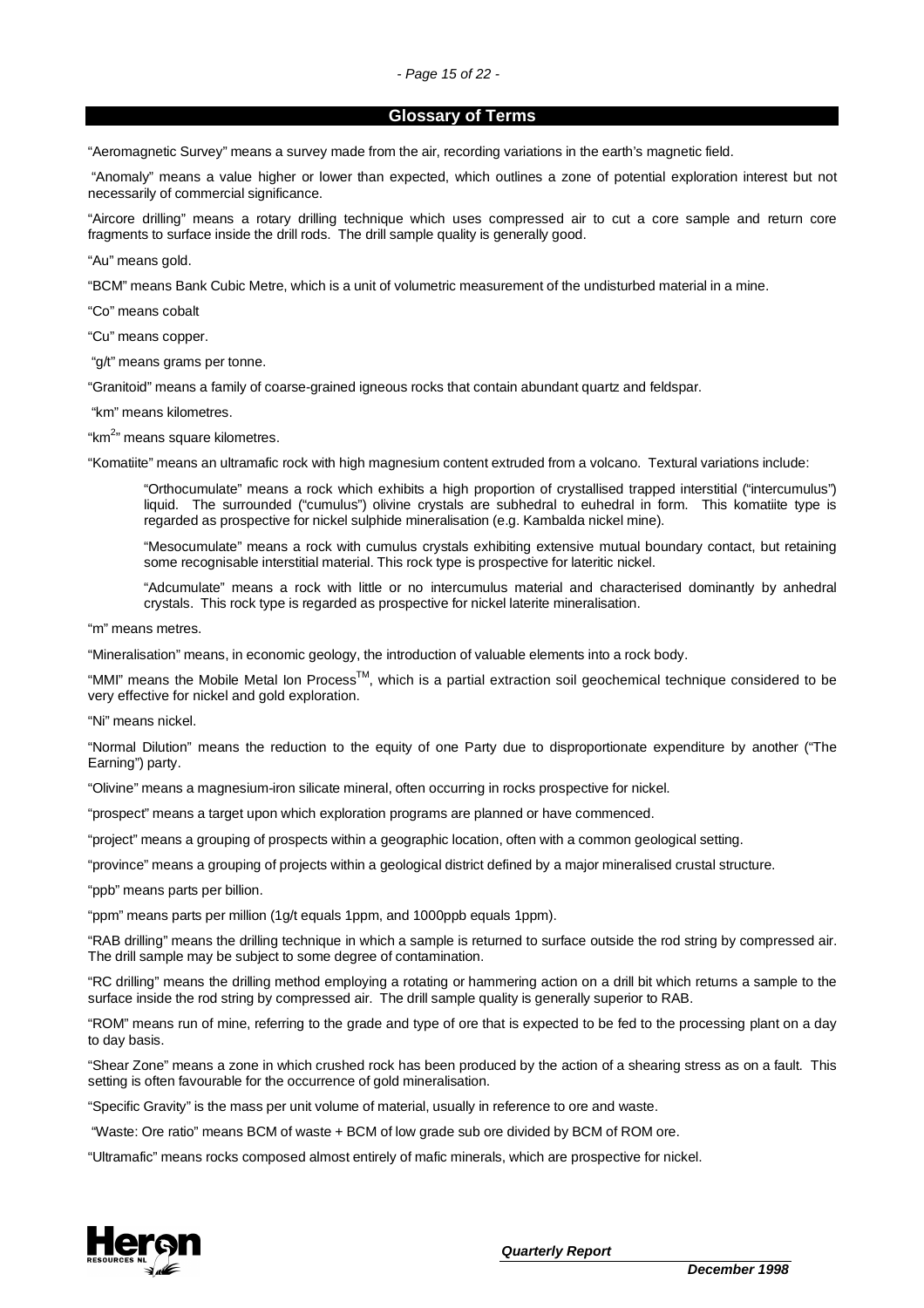## Glossary of Terms

"Aeromagnetic Survey" means a survey made from the air, recording variations in the earth's magnetic field.

"Anomaly" means a value higher or lower than expected, which outlines a zone of potential exploration interest but not necessarily of commercial significance.

"Aircore drilling" means a rotary drilling technique which uses compressed air to cut a core sample and return core fragments to surface inside the drill rods. The drill sample quality is generally good.

"Au" means gold.

"BCM" means Bank Cubic Metre, which is a unit of volumetric measurement of the undisturbed material in a mine.

"Co" means cobalt

"Cu" means copper.

"g/t" means grams per tonne.

"Granitoid" means a family of coarse-grained igneous rocks that contain abundant quartz and feldspar.

"km" means kilometres.

"$km^2$" means square kilometres.

"Komatiite" means an ultramafic rock with high magnesium content extruded from a volcano. Textural variations include:

> "Orthocumulate" means a rock which exhibits a high proportion of crystallised trapped interstitial ("intercumulus") liquid. The surrounded ("cumulus") olivine crystals are subhedral to euhedral in form. This komatiite type is regarded as prospective for nickel sulphide mineralisation (e.g. Kambalda nickel mine).
>
> "Mesocumulate" means a rock with cumulus crystals exhibiting extensive mutual boundary contact, but retaining some recognisable interstitial material. This rock type is prospective for lateritic nickel.
>
> "Adcumulate" means a rock with little or no intercumulus material and characterised dominantly by anhedral crystals. This rock type is regarded as prospective for nickel laterite mineralisation.

"m" means metres.

"Mineralisation" means, in economic geology, the introduction of valuable elements into a rock body.

"MMI" means the Mobile Metal Ion Process™, which is a partial extraction soil geochemical technique considered to be very effective for nickel and gold exploration.

"Ni" means nickel.

"Normal Dilution" means the reduction to the equity of one Party due to disproportionate expenditure by another ("The Earning") party.

"Olivine" means a magnesium-iron silicate mineral, often occurring in rocks prospective for nickel.

"prospect" means a target upon which exploration programs are planned or have commenced.

"project" means a grouping of prospects within a geographic location, often with a common geological setting.

"province" means a grouping of projects within a geological district defined by a major mineralised crustal structure.

"ppb" means parts per billion.

"ppm" means parts per million (1g/t equals 1ppm, and 1000ppb equals 1ppm).

"RAB drilling" means the drilling technique in which a sample is returned to surface outside the rod string by compressed air. The drill sample may be subject to some degree of contamination.

"RC drilling" means the drilling method employing a rotating or hammering action on a drill bit which returns a sample to the surface inside the rod string by compressed air. The drill sample quality is generally superior to RAB.

"ROM" means run of mine, referring to the grade and type of ore that is expected to be fed to the processing plant on a day to day basis.

"Shear Zone" means a zone in which crushed rock has been produced by the action of a shearing stress as on a fault. This setting is often favourable for the occurrence of gold mineralisation.

"Specific Gravity" is the mass per unit volume of material, usually in reference to ore and waste.

"Waste: Ore ratio" means BCM of waste + BCM of low grade sub ore divided by BCM of ROM ore.

"Ultramafic" means rocks composed almost entirely of mafic minerals, which are prospective for nickel.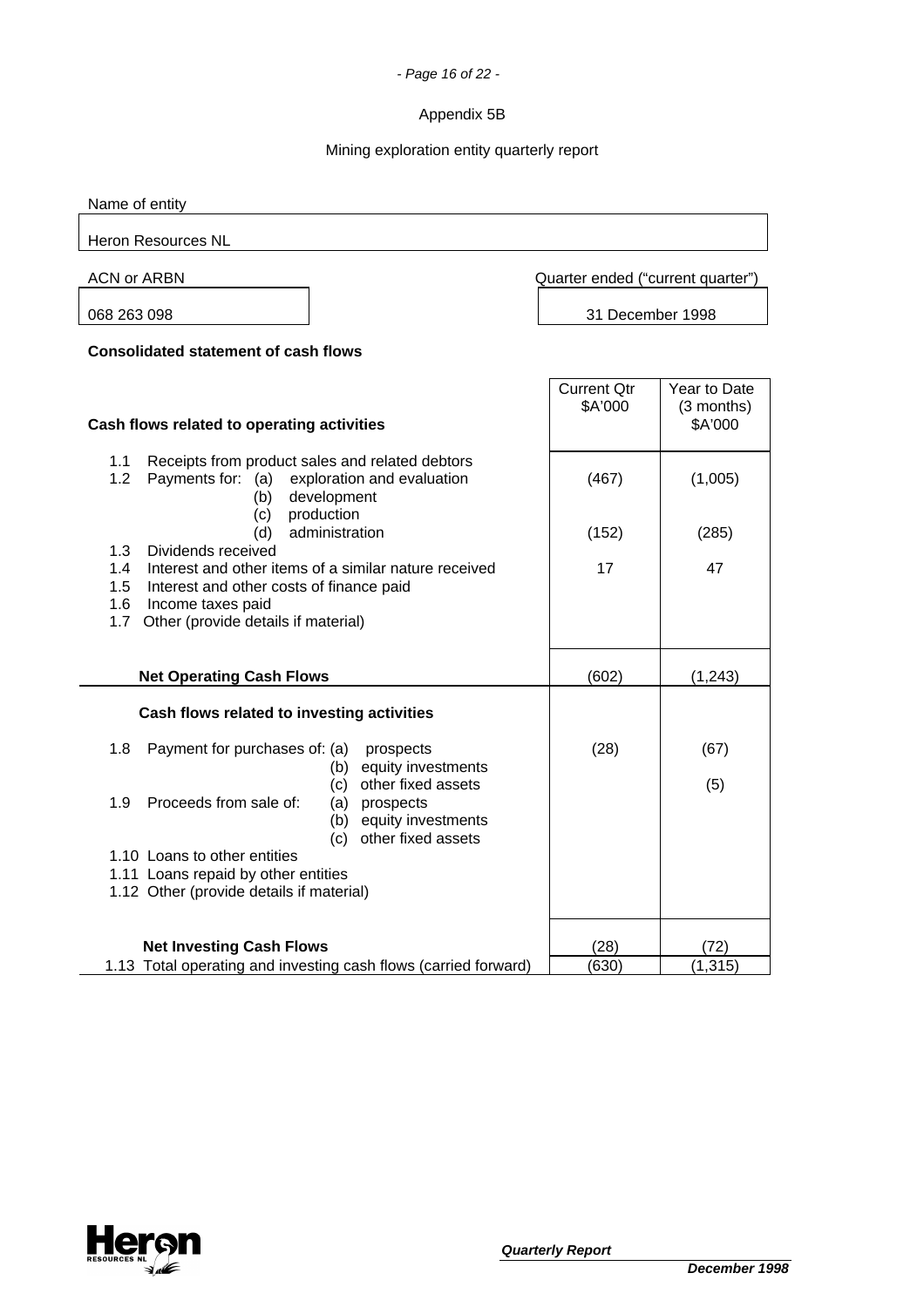Appendix 5B

Mining exploration entity quarterly report

| Name of entity | |
|---|---|
| Heron Resources NL | |

| ACN or ARBN | Quarter ended ("current quarter") |
|---|---|
| 068 263 098 | 31 December 1998 |

**Consolidated statement of cash flows**

| Cash flows related to operating activities | Current Qtr \$A'000 | Year to Date (3 months) \$A'000 |
|---|---|---|
| 1.1 Receipts from product sales and related debtors | | |
| 1.2 Payments for: (a) exploration and evaluation | (467) | (1,005) |
| (b) development | | |
| (c) production | | |
| (d) administration | (152) | (285) |
| 1.3 Dividends received | | |
| 1.4 Interest and other items of a similar nature received | 17 | 47 |
| 1.5 Interest and other costs of finance paid | | |
| 1.6 Income taxes paid | | |
| 1.7 Other (provide details if material) | | |
| **Net Operating Cash Flows** | (602) | (1,243) |
| **Cash flows related to investing activities** | | |
| 1.8 Payment for purchases of: (a) prospects | (28) | (67) |
| (b) equity investments | | |
| (c) other fixed assets | | (5) |
| 1.9 Proceeds from sale of: (a) prospects | | |
| (b) equity investments | | |
| (c) other fixed assets | | |
| 1.10 Loans to other entities | | |
| 1.11 Loans repaid by other entities | | |
| 1.12 Other (provide details if material) | | |
| **Net Investing Cash Flows** | (28) | (72) |
| 1.13 Total operating and investing cash flows (carried forward) | (630) | (1,315) |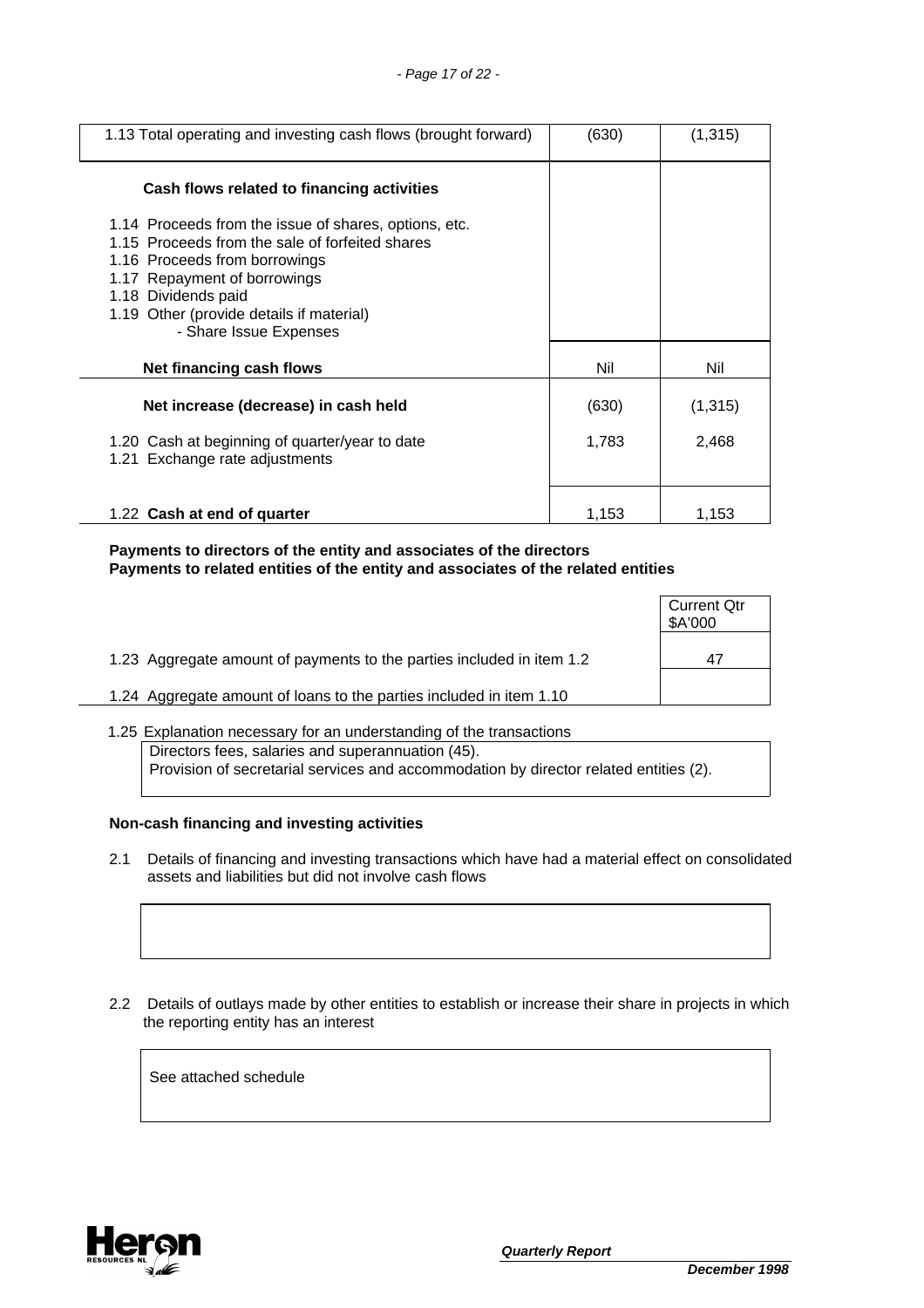| | | |
|---|---|---|
| 1.13 Total operating and investing cash flows (brought forward) | (630) | (1,315) |
| **Cash flows related to financing activities** | | |
| 1.14 Proceeds from the issue of shares, options, etc. | | |
| 1.15 Proceeds from the sale of forfeited shares | | |
| 1.16 Proceeds from borrowings | | |
| 1.17 Repayment of borrowings | | |
| 1.18 Dividends paid | | |
| 1.19 Other (provide details if material) | | |
| - Share Issue Expenses | | |
| **Net financing cash flows** | Nil | Nil |
| **Net increase (decrease) in cash held** | (630) | (1,315) |
| 1.20 Cash at beginning of quarter/year to date | 1,783 | 2,468 |
| 1.21 Exchange rate adjustments | | |
| 1.22 **Cash at end of quarter** | 1,153 | 1,153 |

**Payments to directors of the entity and associates of the directors**
**Payments to related entities of the entity and associates of the related entities**

| | Current Qtr \$A'000 |
|---|---|
| 1.23 Aggregate amount of payments to the parties included in item 1.2 | 47 |
| 1.24 Aggregate amount of loans to the parties included in item 1.10 | |

1.25 Explanation necessary for an understanding of the transactions

Directors fees, salaries and superannuation (45).
Provision of secretarial services and accommodation by director related entities (2).

**Non-cash financing and investing activities**

2.1 Details of financing and investing transactions which have had a material effect on consolidated assets and liabilities but did not involve cash flows

2.2 Details of outlays made by other entities to establish or increase their share in projects in which the reporting entity has an interest

See attached schedule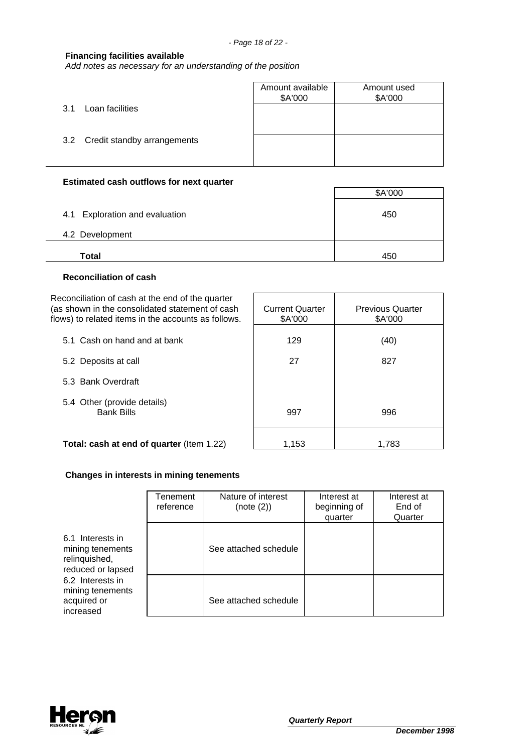**Financing facilities available**

*Add notes as necessary for an understanding of the position*

| | Amount available $A'000 | Amount used $A'000 |
|---|---|---|
| 3.1 Loan facilities | | |
| 3.2 Credit standby arrangements | | |

**Estimated cash outflows for next quarter**

| | $A'000 |
|---|---|
| 4.1 Exploration and evaluation | 450 |
| 4.2 Development | |
| **Total** | 450 |

**Reconciliation of cash**

| Reconciliation of cash at the end of the quarter (as shown in the consolidated statement of cash flows) to related items in the accounts as follows. | Current Quarter $A'000 | Previous Quarter $A'000 |
|---|---|---|
| 5.1 Cash on hand and at bank | 129 | (40) |
| 5.2 Deposits at call | 27 | 827 |
| 5.3 Bank Overdraft | | |
| 5.4 Other (provide details) Bank Bills | 997 | 996 |
| **Total: cash at end of quarter** (Item 1.22) | 1,153 | 1,783 |

**Changes in interests in mining tenements**

| | Tenement reference | Nature of interest (note (2)) | Interest at beginning of quarter | Interest at End of Quarter |
|---|---|---|---|---|
| 6.1 Interests in mining tenements relinquished, reduced or lapsed | | See attached schedule | | |
| 6.2 Interests in mining tenements acquired or increased | | See attached schedule | | |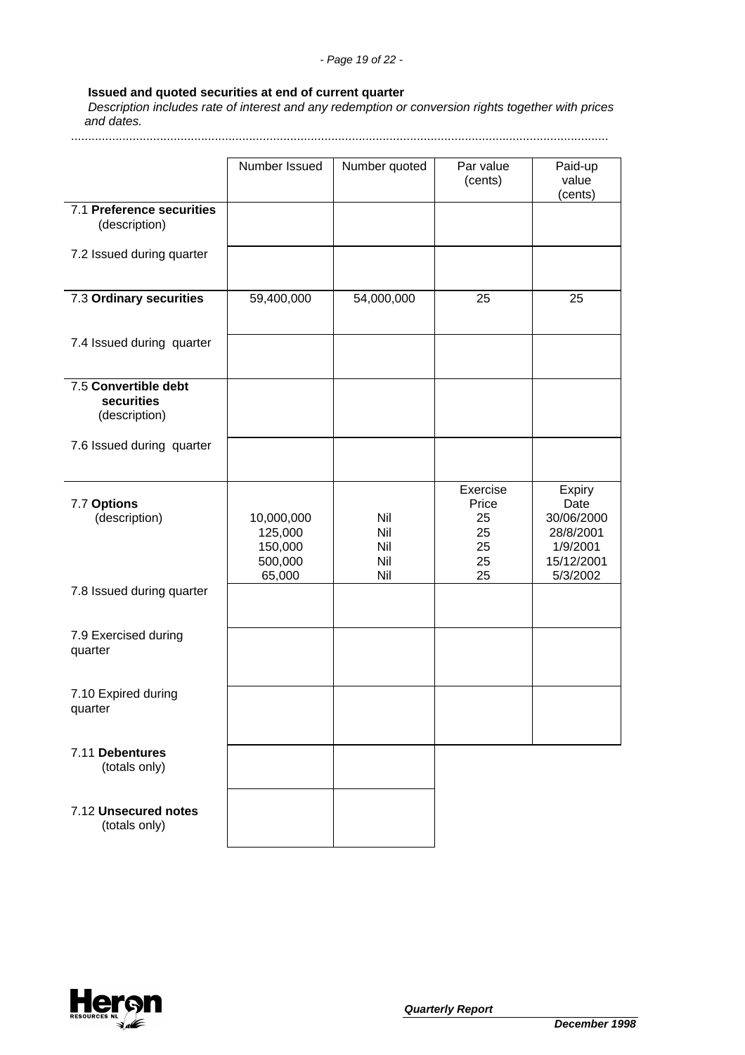**Issued and quoted securities at end of current quarter**

*Description includes rate of interest and any redemption or conversion rights together with prices and dates.*

| | Number Issued | Number quoted | Par value (cents) | Paid-up value (cents) |
|---|---|---|---|---|
| 7.1 **Preference securities** (description) | | | | |
| 7.2 Issued during quarter | | | | |
| 7.3 **Ordinary securities** | 59,400,000 | 54,000,000 | 25 | 25 |
| 7.4 Issued during quarter | | | | |
| 7.5 **Convertible debt securities** (description) | | | | |
| 7.6 Issued during quarter | | | | |
| | | | Exercise Price | Expiry Date |
| 7.7 **Options** (description) | 10,000,000<br>125,000<br>150,000<br>500,000<br>65,000 | Nil<br>Nil<br>Nil<br>Nil<br>Nil | 25<br>25<br>25<br>25<br>25 | 30/06/2000<br>28/8/2001<br>1/9/2001<br>15/12/2001<br>5/3/2002 |
| 7.8 Issued during quarter | | | | |
| 7.9 Exercised during quarter | | | | |
| 7.10 Expired during quarter | | | | |
| 7.11 **Debentures** (totals only) | | | | |
| 7.12 **Unsecured notes** (totals only) | | | | |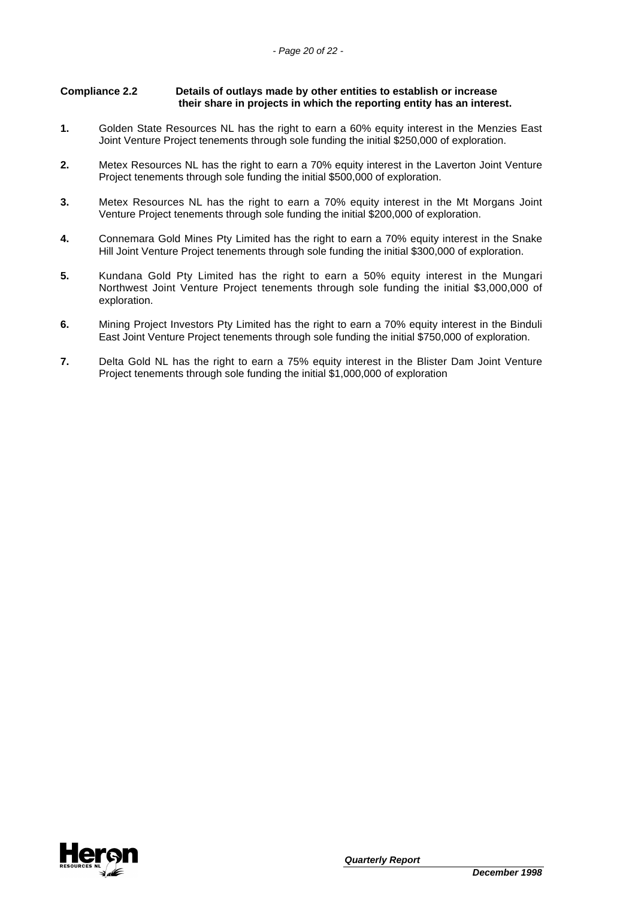**Compliance 2.2 Details of outlays made by other entities to establish or increase their share in projects in which the reporting entity has an interest.**

1. Golden State Resources NL has the right to earn a 60% equity interest in the Menzies East Joint Venture Project tenements through sole funding the initial $250,000 of exploration.

2. Metex Resources NL has the right to earn a 70% equity interest in the Laverton Joint Venture Project tenements through sole funding the initial $500,000 of exploration.

3. Metex Resources NL has the right to earn a 70% equity interest in the Mt Morgans Joint Venture Project tenements through sole funding the initial $200,000 of exploration.

4. Connemara Gold Mines Pty Limited has the right to earn a 70% equity interest in the Snake Hill Joint Venture Project tenements through sole funding the initial $300,000 of exploration.

5. Kundana Gold Pty Limited has the right to earn a 50% equity interest in the Mungari Northwest Joint Venture Project tenements through sole funding the initial $3,000,000 of exploration.

6. Mining Project Investors Pty Limited has the right to earn a 70% equity interest in the Binduli East Joint Venture Project tenements through sole funding the initial $750,000 of exploration.

7. Delta Gold NL has the right to earn a 75% equity interest in the Blister Dam Joint Venture Project tenements through sole funding the initial $1,000,000 of exploration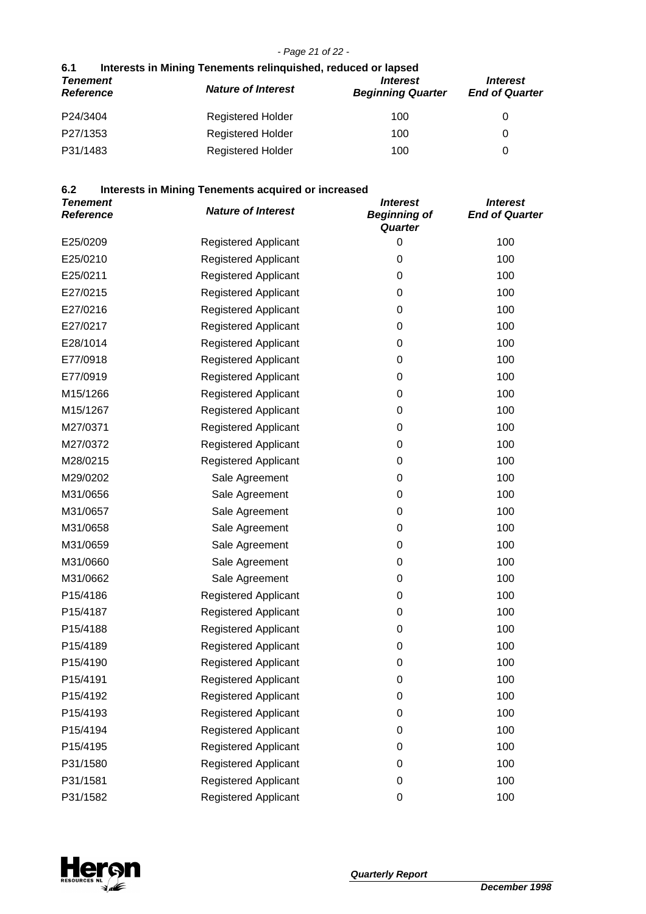## 6.1 Interests in Mining Tenements relinquished, reduced or lapsed

| *Tenement Reference* | *Nature of Interest* | *Interest Beginning Quarter* | *Interest End of Quarter* |
|---|---|---|---|
| P24/3404 | Registered Holder | 100 | 0 |
| P27/1353 | Registered Holder | 100 | 0 |
| P31/1483 | Registered Holder | 100 | 0 |

## 6.2 Interests in Mining Tenements acquired or increased

| *Tenement Reference* | *Nature of Interest* | *Interest Beginning of Quarter* | *Interest End of Quarter* |
|---|---|---|---|
| E25/0209 | Registered Applicant | 0 | 100 |
| E25/0210 | Registered Applicant | 0 | 100 |
| E25/0211 | Registered Applicant | 0 | 100 |
| E27/0215 | Registered Applicant | 0 | 100 |
| E27/0216 | Registered Applicant | 0 | 100 |
| E27/0217 | Registered Applicant | 0 | 100 |
| E28/1014 | Registered Applicant | 0 | 100 |
| E77/0918 | Registered Applicant | 0 | 100 |
| E77/0919 | Registered Applicant | 0 | 100 |
| M15/1266 | Registered Applicant | 0 | 100 |
| M15/1267 | Registered Applicant | 0 | 100 |
| M27/0371 | Registered Applicant | 0 | 100 |
| M27/0372 | Registered Applicant | 0 | 100 |
| M28/0215 | Registered Applicant | 0 | 100 |
| M29/0202 | Sale Agreement | 0 | 100 |
| M31/0656 | Sale Agreement | 0 | 100 |
| M31/0657 | Sale Agreement | 0 | 100 |
| M31/0658 | Sale Agreement | 0 | 100 |
| M31/0659 | Sale Agreement | 0 | 100 |
| M31/0660 | Sale Agreement | 0 | 100 |
| M31/0662 | Sale Agreement | 0 | 100 |
| P15/4186 | Registered Applicant | 0 | 100 |
| P15/4187 | Registered Applicant | 0 | 100 |
| P15/4188 | Registered Applicant | 0 | 100 |
| P15/4189 | Registered Applicant | 0 | 100 |
| P15/4190 | Registered Applicant | 0 | 100 |
| P15/4191 | Registered Applicant | 0 | 100 |
| P15/4192 | Registered Applicant | 0 | 100 |
| P15/4193 | Registered Applicant | 0 | 100 |
| P15/4194 | Registered Applicant | 0 | 100 |
| P15/4195 | Registered Applicant | 0 | 100 |
| P31/1580 | Registered Applicant | 0 | 100 |
| P31/1581 | Registered Applicant | 0 | 100 |
| P31/1582 | Registered Applicant | 0 | 100 |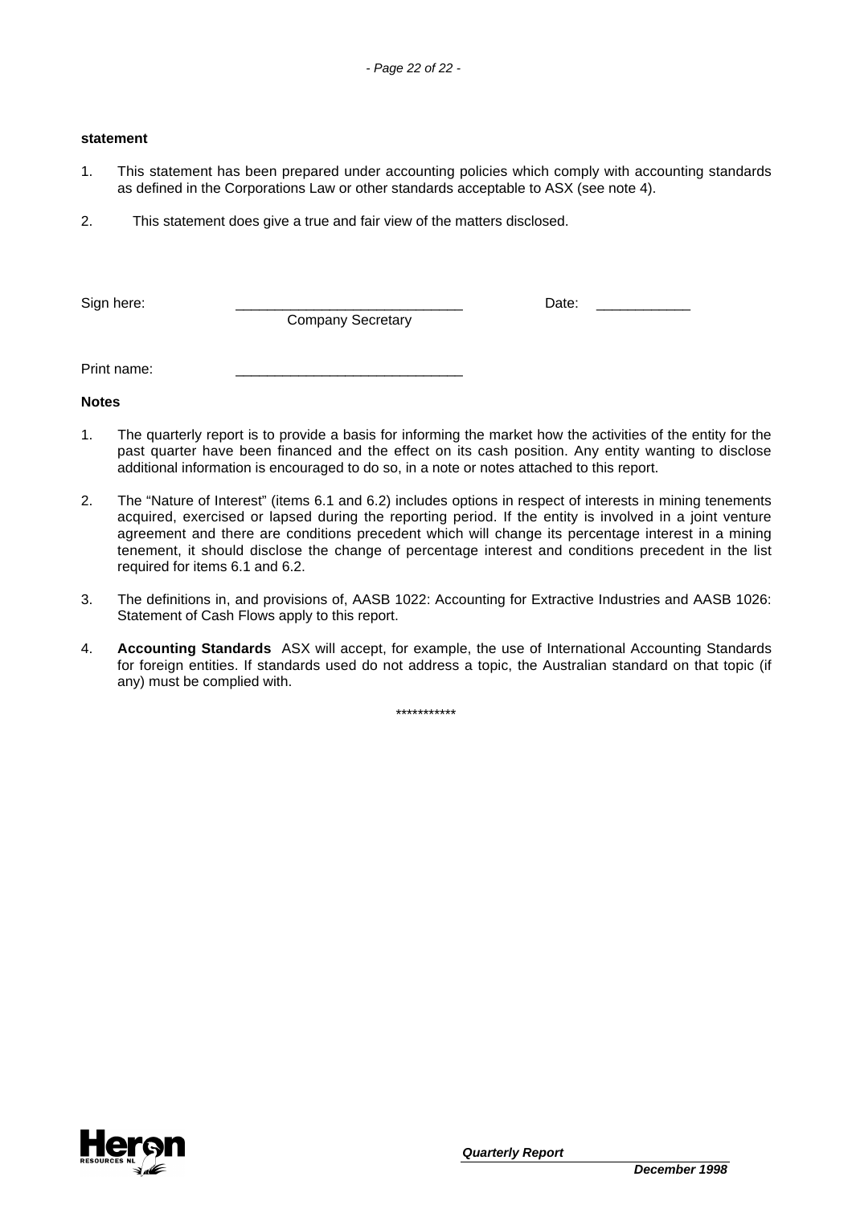**statement**

1. This statement has been prepared under accounting policies which comply with accounting standards as defined in the Corporations Law or other standards acceptable to ASX (see note 4).

2. This statement does give a true and fair view of the matters disclosed.

Sign here: _____________________________ Date: ____________
Company Secretary

Print name: _____________________________

**Notes**

1. The quarterly report is to provide a basis for informing the market how the activities of the entity for the past quarter have been financed and the effect on its cash position. Any entity wanting to disclose additional information is encouraged to do so, in a note or notes attached to this report.

2. The "Nature of Interest" (items 6.1 and 6.2) includes options in respect of interests in mining tenements acquired, exercised or lapsed during the reporting period. If the entity is involved in a joint venture agreement and there are conditions precedent which will change its percentage interest in a mining tenement, it should disclose the change of percentage interest and conditions precedent in the list required for items 6.1 and 6.2.

3. The definitions in, and provisions of, AASB 1022: Accounting for Extractive Industries and AASB 1026: Statement of Cash Flows apply to this report.

4. **Accounting Standards** ASX will accept, for example, the use of International Accounting Standards for foreign entities. If standards used do not address a topic, the Australian standard on that topic (if any) must be complied with.

***********